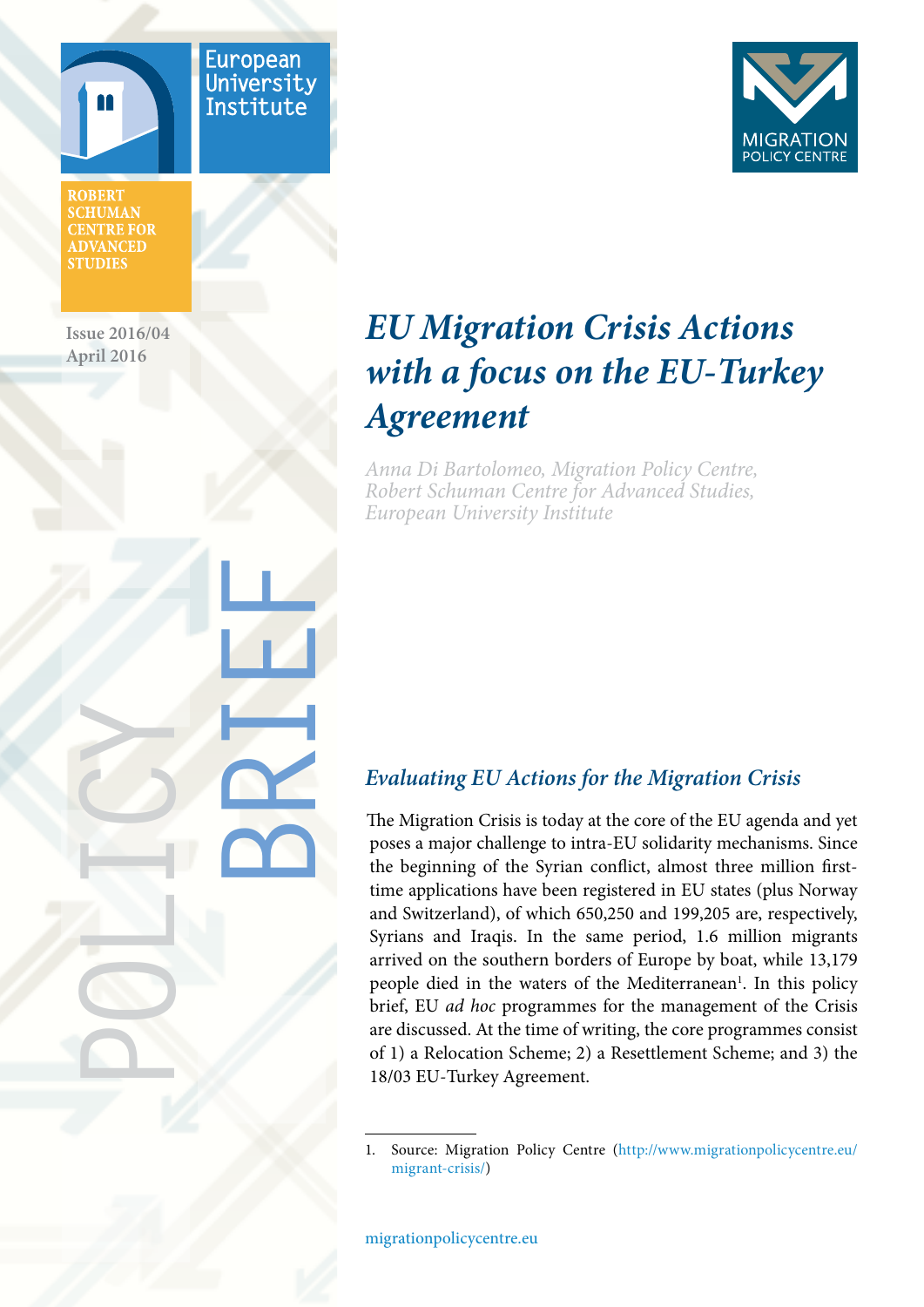European University Institute

ROBERT SCHUMAN CENTRE FOR ADVANCED STUDIES

MIGRATION POLICY CENTRE

Issue 2016/04
April 2016

POLICY BRIEF

# *EU Migration Crisis Actions with a focus on the EU-Turkey Agreement*

*Anna Di Bartolomeo, Migration Policy Centre, Robert Schuman Centre for Advanced Studies, European University Institute*

## *Evaluating EU Actions for the Migration Crisis*

The Migration Crisis is today at the core of the EU agenda and yet poses a major challenge to intra-EU solidarity mechanisms. Since the beginning of the Syrian conflict, almost three million first-time applications have been registered in EU states (plus Norway and Switzerland), of which 650,250 and 199,205 are, respectively, Syrians and Iraqis. In the same period, 1.6 million migrants arrived on the southern borders of Europe by boat, while 13,179 people died in the waters of the Mediterranean[1]. In this policy brief, EU *ad hoc* programmes for the management of the Crisis are discussed. At the time of writing, the core programmes consist of 1) a Relocation Scheme; 2) a Resettlement Scheme; and 3) the 18/03 EU-Turkey Agreement.

1. Source: Migration Policy Centre (http://www.migrationpolicycentre.eu/migrant-crisis/)

migrationpolicycentre.eu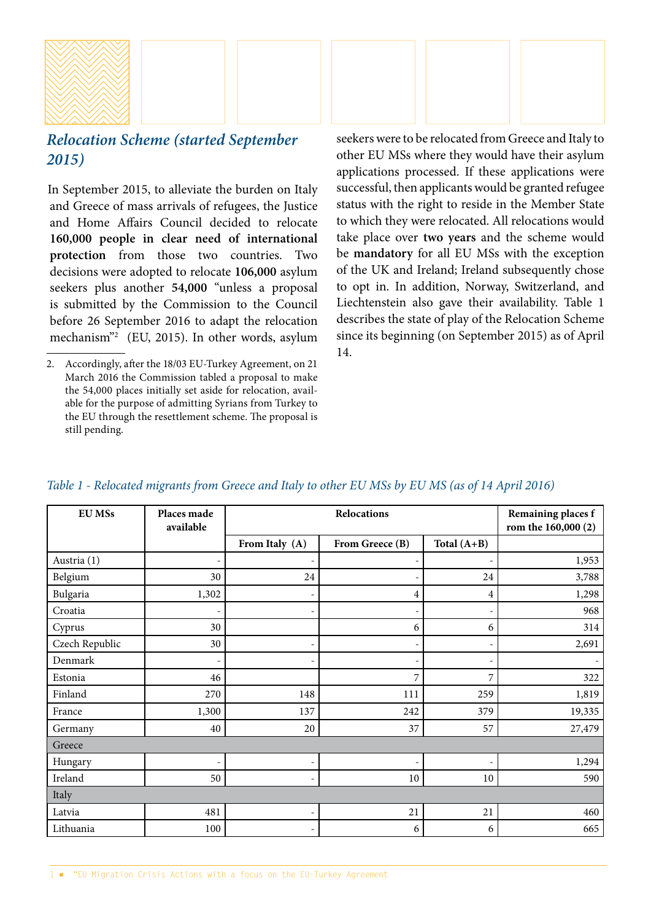## *Relocation Scheme (started September 2015)*

In September 2015, to alleviate the burden on Italy and Greece of mass arrivals of refugees, the Justice and Home Affairs Council decided to relocate **160,000 people in clear need of international protection** from those two countries. Two decisions were adopted to relocate **106,000** asylum seekers plus another **54,000** "unless a proposal is submitted by the Commission to the Council before 26 September 2016 to adapt the relocation mechanism"[2] (EU, 2015). In other words, asylum seekers were to be relocated from Greece and Italy to other EU MSs where they would have their asylum applications processed. If these applications were successful, then applicants would be granted refugee status with the right to reside in the Member State to which they were relocated. All relocations would take place over **two years** and the scheme would be **mandatory** for all EU MSs with the exception of the UK and Ireland; Ireland subsequently chose to opt in. In addition, Norway, Switzerland, and Liechtenstein also gave their availability. Table 1 describes the state of play of the Relocation Scheme since its beginning (on September 2015) as of April 14.

2. Accordingly, after the 18/03 EU-Turkey Agreement, on 21 March 2016 the Commission tabled a proposal to make the 54,000 places initially set aside for relocation, available for the purpose of admitting Syrians from Turkey to the EU through the resettlement scheme. The proposal is still pending.

*Table 1 - Relocated migrants from Greece and Italy to other EU MSs by EU MS (as of 14 April 2016)*

| EU MSs | Places made available | Relocations | | | Remaining places f rom the 160,000 (2) |
|---|---|---|---|---|---|
| | | From Italy (A) | From Greece (B) | Total (A+B) | |
| Austria (1) | - | - | - | - | 1,953 |
| Belgium | 30 | 24 | - | 24 | 3,788 |
| Bulgaria | 1,302 | - | 4 | 4 | 1,298 |
| Croatia | - | - | - | - | 968 |
| Cyprus | 30 | | 6 | 6 | 314 |
| Czech Republic | 30 | - | - | - | 2,691 |
| Denmark | - | - | - | - | - |
| Estonia | 46 | | 7 | 7 | 322 |
| Finland | 270 | 148 | 111 | 259 | 1,819 |
| France | 1,300 | 137 | 242 | 379 | 19,335 |
| Germany | 40 | 20 | 37 | 57 | 27,479 |
| Greece | | | | | |
| Hungary | - | - | - | - | 1,294 |
| Ireland | 50 | - | 10 | 10 | 590 |
| Italy | | | | | |
| Latvia | 481 | - | 21 | 21 | 460 |
| Lithuania | 100 | - | 6 | 6 | 665 |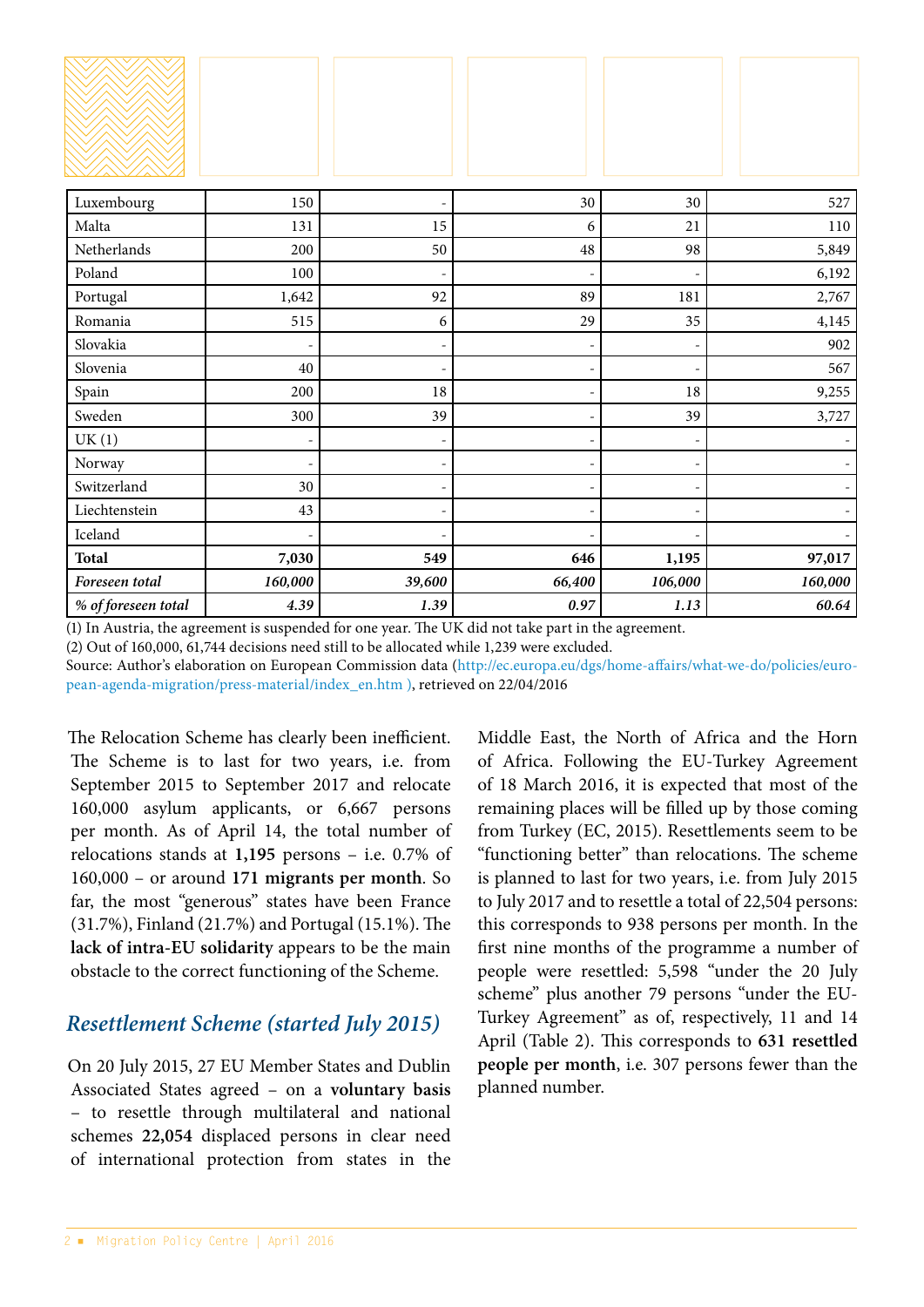| | | | | | |
|---|---|---|---|---|---|
| Luxembourg | 150 | - | 30 | 30 | 527 |
| Malta | 131 | 15 | 6 | 21 | 110 |
| Netherlands | 200 | 50 | 48 | 98 | 5,849 |
| Poland | 100 | - | - | - | 6,192 |
| Portugal | 1,642 | 92 | 89 | 181 | 2,767 |
| Romania | 515 | 6 | 29 | 35 | 4,145 |
| Slovakia | - | - | - | - | 902 |
| Slovenia | 40 | - | - | - | 567 |
| Spain | 200 | 18 | - | 18 | 9,255 |
| Sweden | 300 | 39 | - | 39 | 3,727 |
| UK (1) | - | - | - | - | - |
| Norway | - | - | - | - | - |
| Switzerland | 30 | - | - | - | - |
| Liechtenstein | 43 | - | - | - | - |
| Iceland | - | - | - | - | - |
| **Total** | **7,030** | **549** | **646** | **1,195** | **97,017** |
| ***Foreseen total*** | ***160,000*** | ***39,600*** | ***66,400*** | ***106,000*** | ***160,000*** |
| ***% of foreseen total*** | ***4.39*** | ***1.39*** | ***0.97*** | ***1.13*** | ***60.64*** |

(1) In Austria, the agreement is suspended for one year. The UK did not take part in the agreement.
(2) Out of 160,000, 61,744 decisions need still to be allocated while 1,239 were excluded.
Source: Author's elaboration on European Commission data (http://ec.europa.eu/dgs/home-affairs/what-we-do/policies/european-agenda-migration/press-material/index_en.htm ), retrieved on 22/04/2016

The Relocation Scheme has clearly been inefficient. The Scheme is to last for two years, i.e. from September 2015 to September 2017 and relocate 160,000 asylum applicants, or 6,667 persons per month. As of April 14, the total number of relocations stands at **1,195** persons – i.e. 0.7% of 160,000 – or around **171 migrants per month**. So far, the most "generous" states have been France (31.7%), Finland (21.7%) and Portugal (15.1%). The **lack of intra-EU solidarity** appears to be the main obstacle to the correct functioning of the Scheme.

## *Resettlement Scheme (started July 2015)*

On 20 July 2015, 27 EU Member States and Dublin Associated States agreed – on a **voluntary basis** – to resettle through multilateral and national schemes **22,054** displaced persons in clear need of international protection from states in the Middle East, the North of Africa and the Horn of Africa. Following the EU-Turkey Agreement of 18 March 2016, it is expected that most of the remaining places will be filled up by those coming from Turkey (EC, 2015). Resettlements seem to be "functioning better" than relocations. The scheme is planned to last for two years, i.e. from July 2015 to July 2017 and to resettle a total of 22,504 persons: this corresponds to 938 persons per month. In the first nine months of the programme a number of people were resettled: 5,598 "under the 20 July scheme" plus another 79 persons "under the EU-Turkey Agreement" as of, respectively, 11 and 14 April (Table 2). This corresponds to **631 resettled people per month**, i.e. 307 persons fewer than the planned number.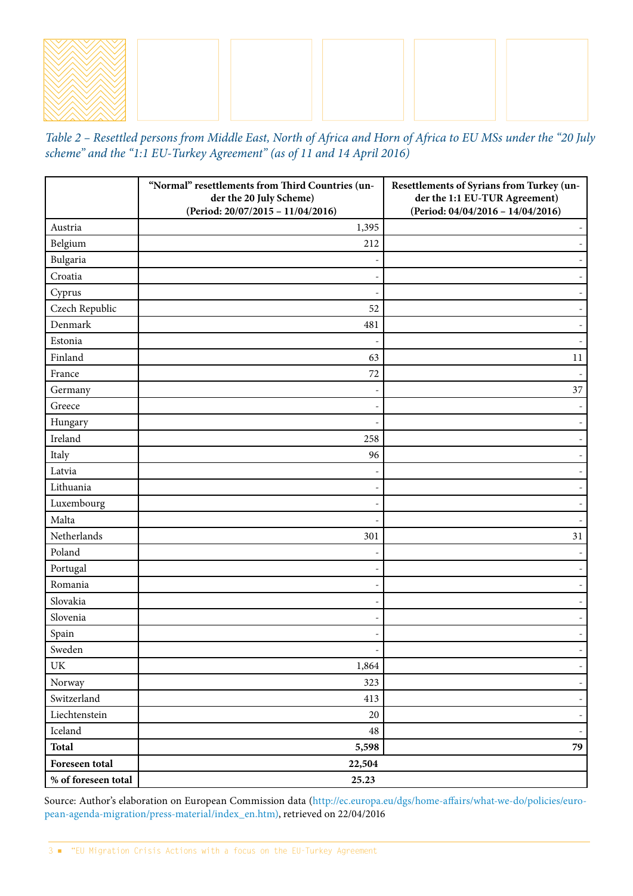*Table 2 – Resettled persons from Middle East, North of Africa and Horn of Africa to EU MSs under the "20 July scheme" and the "1:1 EU-Turkey Agreement" (as of 11 and 14 April 2016)*

| | **"Normal" resettlements from Third Countries (under the 20 July Scheme) (Period: 20/07/2015 – 11/04/2016)** | **Resettlements of Syrians from Turkey (under the 1:1 EU-TUR Agreement) (Period: 04/04/2016 – 14/04/2016)** |
|---|---:|---:|
| Austria | 1,395 | - |
| Belgium | 212 | - |
| Bulgaria | - | - |
| Croatia | - | - |
| Cyprus | - | - |
| Czech Republic | 52 | - |
| Denmark | 481 | - |
| Estonia | - | - |
| Finland | 63 | 11 |
| France | 72 | - |
| Germany | - | 37 |
| Greece | - | - |
| Hungary | - | - |
| Ireland | 258 | - |
| Italy | 96 | - |
| Latvia | - | - |
| Lithuania | - | - |
| Luxembourg | - | - |
| Malta | - | - |
| Netherlands | 301 | 31 |
| Poland | - | - |
| Portugal | - | - |
| Romania | - | - |
| Slovakia | - | - |
| Slovenia | - | - |
| Spain | - | - |
| Sweden | - | - |
| UK | 1,864 | - |
| Norway | 323 | - |
| Switzerland | 413 | - |
| Liechtenstein | 20 | - |
| Iceland | 48 | - |
| **Total** | **5,598** | **79** |
| **Foreseen total** | **22,504** | |
| **% of foreseen total** | **25.23** | |

Source: Author's elaboration on European Commission data (http://ec.europa.eu/dgs/home-affairs/what-we-do/policies/european-agenda-migration/press-material/index_en.htm), retrieved on 22/04/2016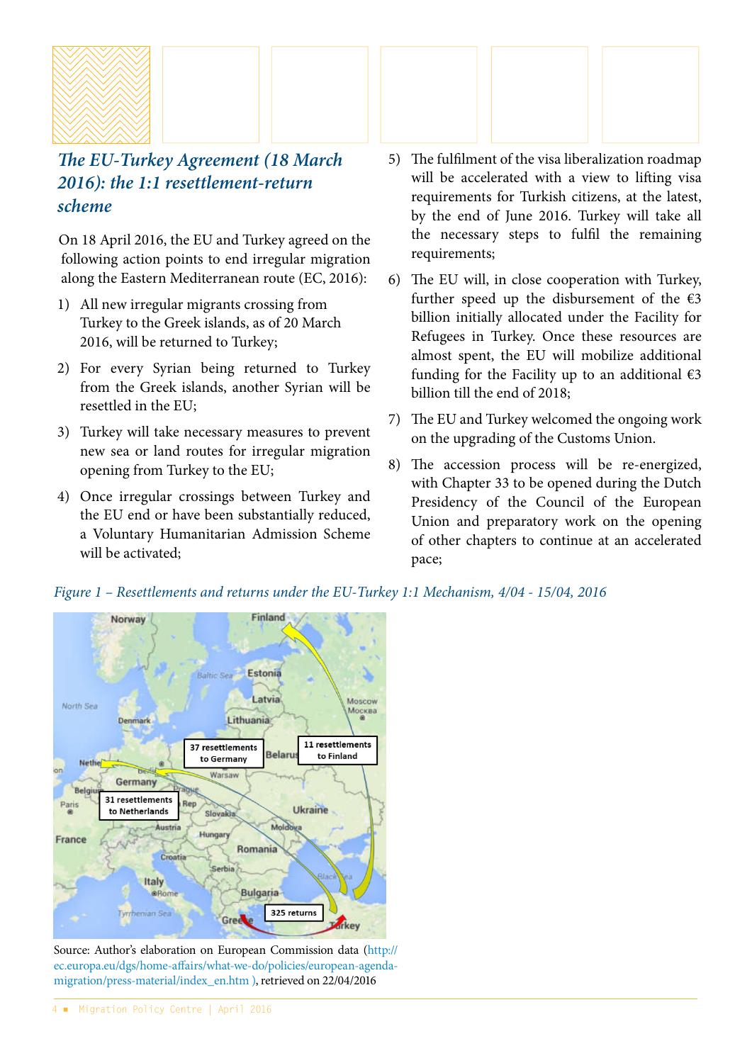## *The EU-Turkey Agreement (18 March 2016): the 1:1 resettlement-return scheme*

On 18 April 2016, the EU and Turkey agreed on the following action points to end irregular migration along the Eastern Mediterranean route (EC, 2016):

1) All new irregular migrants crossing from Turkey to the Greek islands, as of 20 March 2016, will be returned to Turkey;
2) For every Syrian being returned to Turkey from the Greek islands, another Syrian will be resettled in the EU;
3) Turkey will take necessary measures to prevent new sea or land routes for irregular migration opening from Turkey to the EU;
4) Once irregular crossings between Turkey and the EU end or have been substantially reduced, a Voluntary Humanitarian Admission Scheme will be activated;
5) The fulfilment of the visa liberalization roadmap will be accelerated with a view to lifting visa requirements for Turkish citizens, at the latest, by the end of June 2016. Turkey will take all the necessary steps to fulfil the remaining requirements;
6) The EU will, in close cooperation with Turkey, further speed up the disbursement of the €3 billion initially allocated under the Facility for Refugees in Turkey. Once these resources are almost spent, the EU will mobilize additional funding for the Facility up to an additional €3 billion till the end of 2018;
7) The EU and Turkey welcomed the ongoing work on the upgrading of the Customs Union.
8) The accession process will be re-energized, with Chapter 33 to be opened during the Dutch Presidency of the Council of the European Union and preparatory work on the opening of other chapters to continue at an accelerated pace;

*Figure 1 – Resettlements and returns under the EU-Turkey 1:1 Mechanism, 4/04 - 15/04, 2016*

Source: Author's elaboration on European Commission data (http://ec.europa.eu/dgs/home-affairs/what-we-do/policies/european-agenda-migration/press-material/index_en.htm ), retrieved on 22/04/2016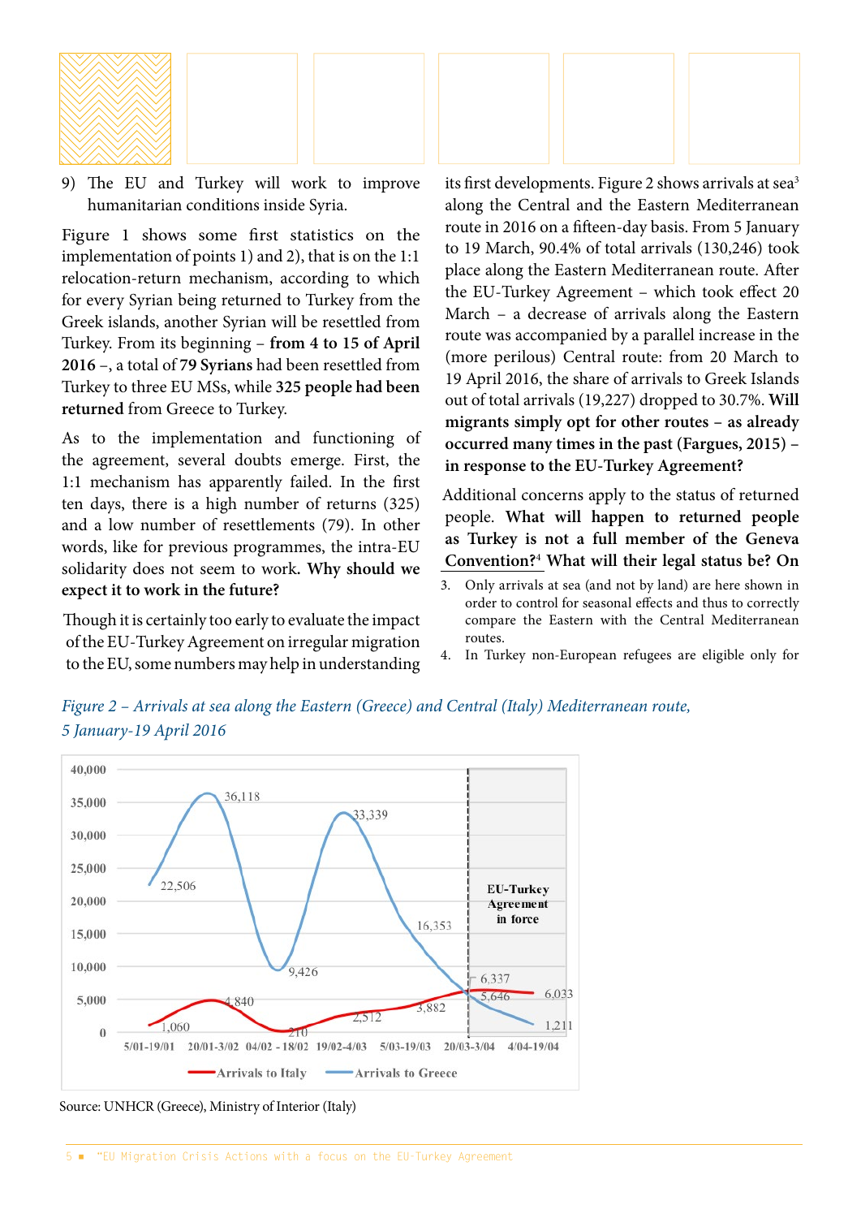9) The EU and Turkey will work to improve humanitarian conditions inside Syria.

Figure 1 shows some first statistics on the implementation of points 1) and 2), that is on the 1:1 relocation-return mechanism, according to which for every Syrian being returned to Turkey from the Greek islands, another Syrian will be resettled from Turkey. From its beginning – **from 4 to 15 of April 2016** –, a total of **79 Syrians** had been resettled from Turkey to three EU MSs, while **325 people had been returned** from Greece to Turkey.

As to the implementation and functioning of the agreement, several doubts emerge. First, the 1:1 mechanism has apparently failed. In the first ten days, there is a high number of returns (325) and a low number of resettlements (79). In other words, like for previous programmes, the intra-EU solidarity does not seem to work**. Why should we expect it to work in the future?**

Though it is certainly too early to evaluate the impact of the EU-Turkey Agreement on irregular migration to the EU, some numbers may help in understanding its first developments. Figure 2 shows arrivals at sea[3] along the Central and the Eastern Mediterranean route in 2016 on a fifteen-day basis. From 5 January to 19 March, 90.4% of total arrivals (130,246) took place along the Eastern Mediterranean route. After the EU-Turkey Agreement – which took effect 20 March – a decrease of arrivals along the Eastern route was accompanied by a parallel increase in the (more perilous) Central route: from 20 March to 19 April 2016, the share of arrivals to Greek Islands out of total arrivals (19,227) dropped to 30.7%. **Will migrants simply opt for other routes – as already occurred many times in the past (Fargues, 2015) – in response to the EU-Turkey Agreement?**

Additional concerns apply to the status of returned people. **What will happen to returned people as Turkey is not a full member of the Geneva Convention?**[4] **What will their legal status be?** On

3. Only arrivals at sea (and not by land) are here shown in order to control for seasonal effects and thus to correctly compare the Eastern with the Central Mediterranean routes.
4. In Turkey non-European refugees are eligible only for

*Figure 2 – Arrivals at sea along the Eastern (Greece) and Central (Italy) Mediterranean route, 5 January-19 April 2016*

| Period | Arrivals to Italy | Arrivals to Greece |
|---|---|---|
| 5/01-19/01 | 1,060 | 22,506 |
| 20/01-3/02 | 4,840 | 36,118 |
| 04/02 - 18/02 | 210 | 9,426 |
| 19/02-4/03 | 2,512 | 33,339 |
| 5/03-19/03 | 3,882 | 16,353 |
| 20/03-3/04 | 6,337 | 5,646 |
| 4/04-19/04 | 6,033 | 1,211 |

EU-Turkey Agreement in force (from 20/03)

Source: UNHCR (Greece), Ministry of Interior (Italy)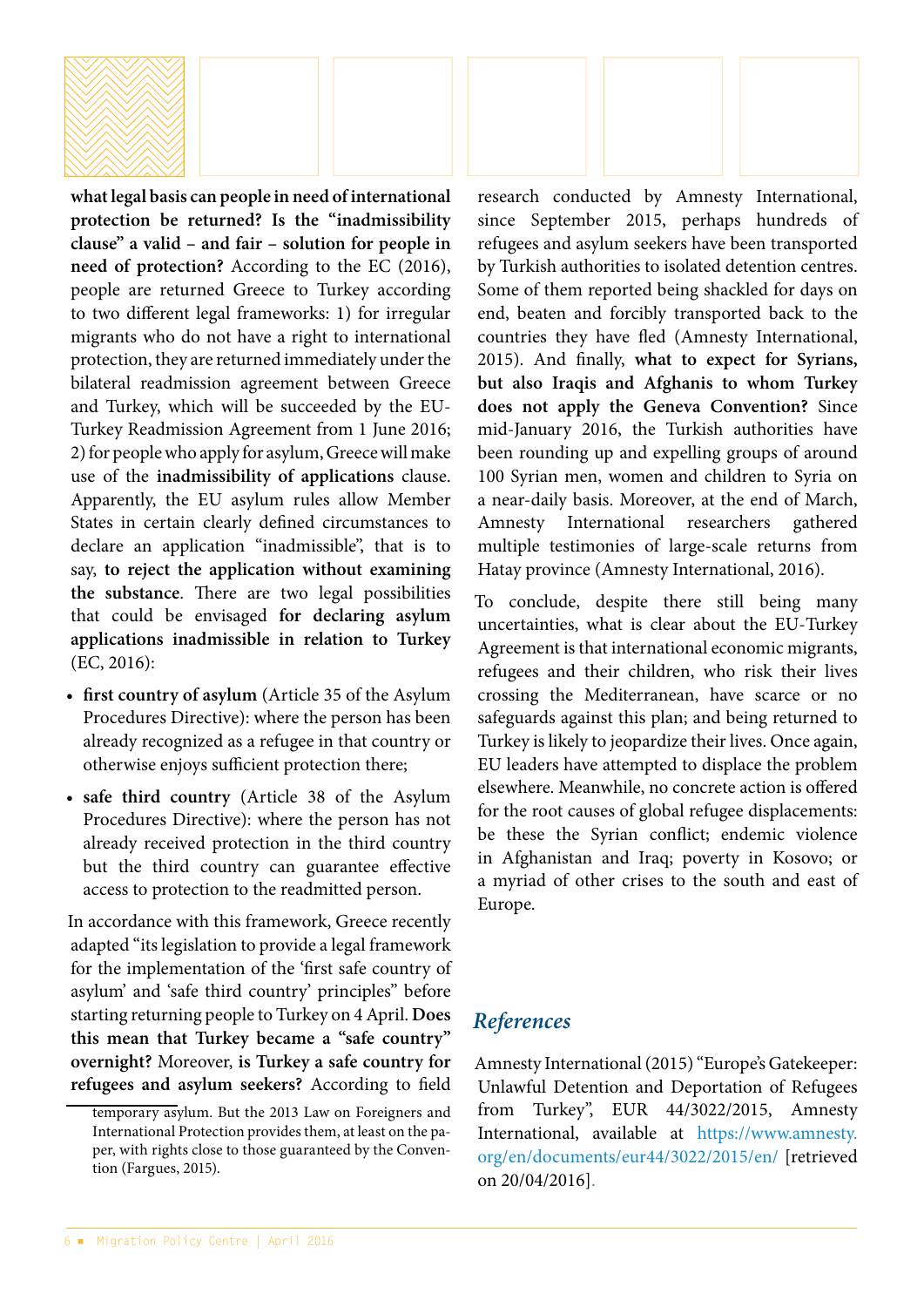**what legal basis can people in need of international protection be returned? Is the "inadmissibility clause" a valid – and fair – solution for people in need of protection?** According to the EC (2016), people are returned Greece to Turkey according to two different legal frameworks: 1) for irregular migrants who do not have a right to international protection, they are returned immediately under the bilateral readmission agreement between Greece and Turkey, which will be succeeded by the EU-Turkey Readmission Agreement from 1 June 2016; 2) for people who apply for asylum, Greece will make use of the **inadmissibility of applications** clause. Apparently, the EU asylum rules allow Member States in certain clearly defined circumstances to declare an application "inadmissible", that is to say, **to reject the application without examining the substance**. There are two legal possibilities that could be envisaged **for declaring asylum applications inadmissible in relation to Turkey** (EC, 2016):

- **first country of asylum** (Article 35 of the Asylum Procedures Directive): where the person has been already recognized as a refugee in that country or otherwise enjoys sufficient protection there;
- **safe third country** (Article 38 of the Asylum Procedures Directive): where the person has not already received protection in the third country but the third country can guarantee effective access to protection to the readmitted person.

In accordance with this framework, Greece recently adapted "its legislation to provide a legal framework for the implementation of the 'first safe country of asylum' and 'safe third country' principles" before starting returning people to Turkey on 4 April. **Does this mean that Turkey became a "safe country" overnight?** Moreover, **is Turkey a safe country for refugees and asylum seekers?** According to field research conducted by Amnesty International, since September 2015, perhaps hundreds of refugees and asylum seekers have been transported by Turkish authorities to isolated detention centres. Some of them reported being shackled for days on end, beaten and forcibly transported back to the countries they have fled (Amnesty International, 2015). And finally, **what to expect for Syrians, but also Iraqis and Afghanis to whom Turkey does not apply the Geneva Convention?** Since mid-January 2016, the Turkish authorities have been rounding up and expelling groups of around 100 Syrian men, women and children to Syria on a near-daily basis. Moreover, at the end of March, Amnesty International researchers gathered multiple testimonies of large-scale returns from Hatay province (Amnesty International, 2016).

To conclude, despite there still being many uncertainties, what is clear about the EU-Turkey Agreement is that international economic migrants, refugees and their children, who risk their lives crossing the Mediterranean, have scarce or no safeguards against this plan; and being returned to Turkey is likely to jeopardize their lives. Once again, EU leaders have attempted to displace the problem elsewhere. Meanwhile, no concrete action is offered for the root causes of global refugee displacements: be these the Syrian conflict; endemic violence in Afghanistan and Iraq; poverty in Kosovo; or a myriad of other crises to the south and east of Europe.

temporary asylum. But the 2013 Law on Foreigners and International Protection provides them, at least on the paper, with rights close to those guaranteed by the Convention (Fargues, 2015).

## *References*

Amnesty International (2015) "Europe's Gatekeeper: Unlawful Detention and Deportation of Refugees from Turkey", EUR 44/3022/2015, Amnesty International, available at https://www.amnesty.org/en/documents/eur44/3022/2015/en/ [retrieved on 20/04/2016].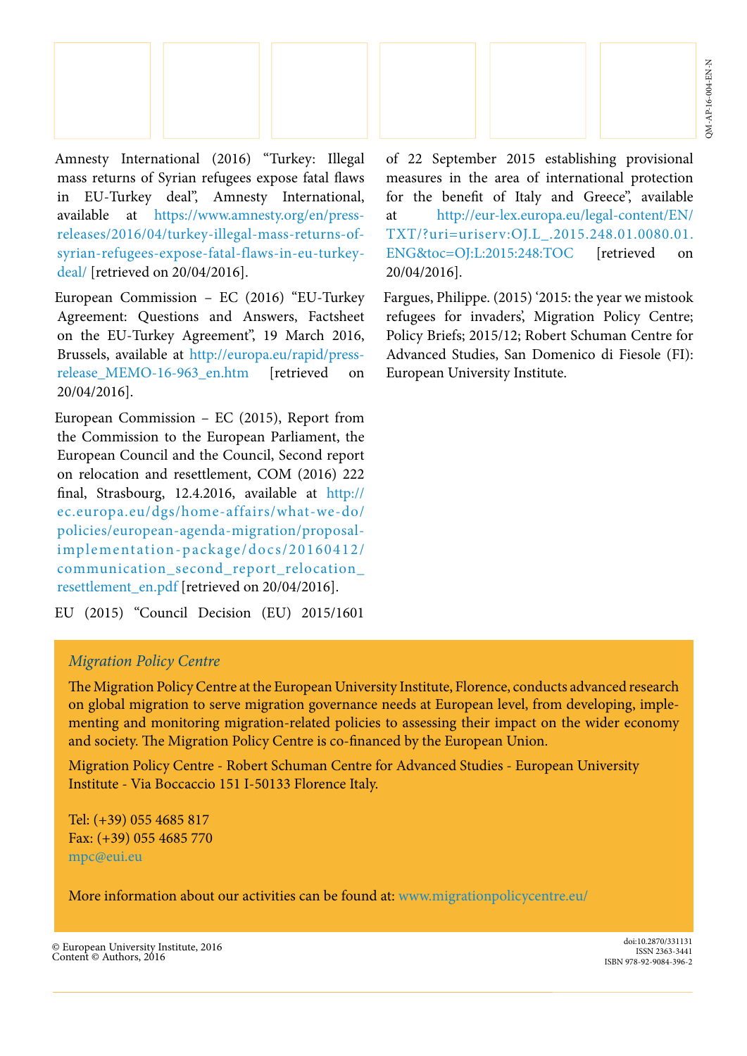Amnesty International (2016) "Turkey: Illegal mass returns of Syrian refugees expose fatal flaws in EU-Turkey deal", Amnesty International, available at https://www.amnesty.org/en/press-releases/2016/04/turkey-illegal-mass-returns-of-syrian-refugees-expose-fatal-flaws-in-eu-turkey-deal/ [retrieved on 20/04/2016].

European Commission – EC (2016) "EU-Turkey Agreement: Questions and Answers, Factsheet on the EU-Turkey Agreement", 19 March 2016, Brussels, available at http://europa.eu/rapid/press-release_MEMO-16-963_en.htm [retrieved on 20/04/2016].

European Commission – EC (2015), Report from the Commission to the European Parliament, the European Council and the Council, Second report on relocation and resettlement, COM (2016) 222 final, Strasbourg, 12.4.2016, available at http://ec.europa.eu/dgs/home-affairs/what-we-do/policies/european-agenda-migration/proposal-implementation-package/docs/20160412/communication_second_report_relocation_resettlement_en.pdf [retrieved on 20/04/2016].

EU (2015) "Council Decision (EU) 2015/1601 of 22 September 2015 establishing provisional measures in the area of international protection for the benefit of Italy and Greece", available at http://eur-lex.europa.eu/legal-content/EN/TXT/?uri=uriserv:OJ.L_.2015.248.01.0080.01.ENG&toc=OJ:L:2015:248:TOC [retrieved on 20/04/2016].

Fargues, Philippe. (2015) '2015: the year we mistook refugees for invaders', Migration Policy Centre; Policy Briefs; 2015/12; Robert Schuman Centre for Advanced Studies, San Domenico di Fiesole (FI): European University Institute.

*Migration Policy Centre*

The Migration Policy Centre at the European University Institute, Florence, conducts advanced research on global migration to serve migration governance needs at European level, from developing, implementing and monitoring migration-related policies to assessing their impact on the wider economy and society. The Migration Policy Centre is co-financed by the European Union.

Migration Policy Centre - Robert Schuman Centre for Advanced Studies - European University Institute - Via Boccaccio 151 I-50133 Florence Italy.

Tel: (+39) 055 4685 817
Fax: (+39) 055 4685 770
mpc@eui.eu

More information about our activities can be found at: www.migrationpolicycentre.eu/

© European University Institute, 2016
Content © Authors, 2016

doi:10.2870/331131
ISSN 2363-3441
ISBN 978-92-9084-396-2

QM-AP-16-004-EN-N